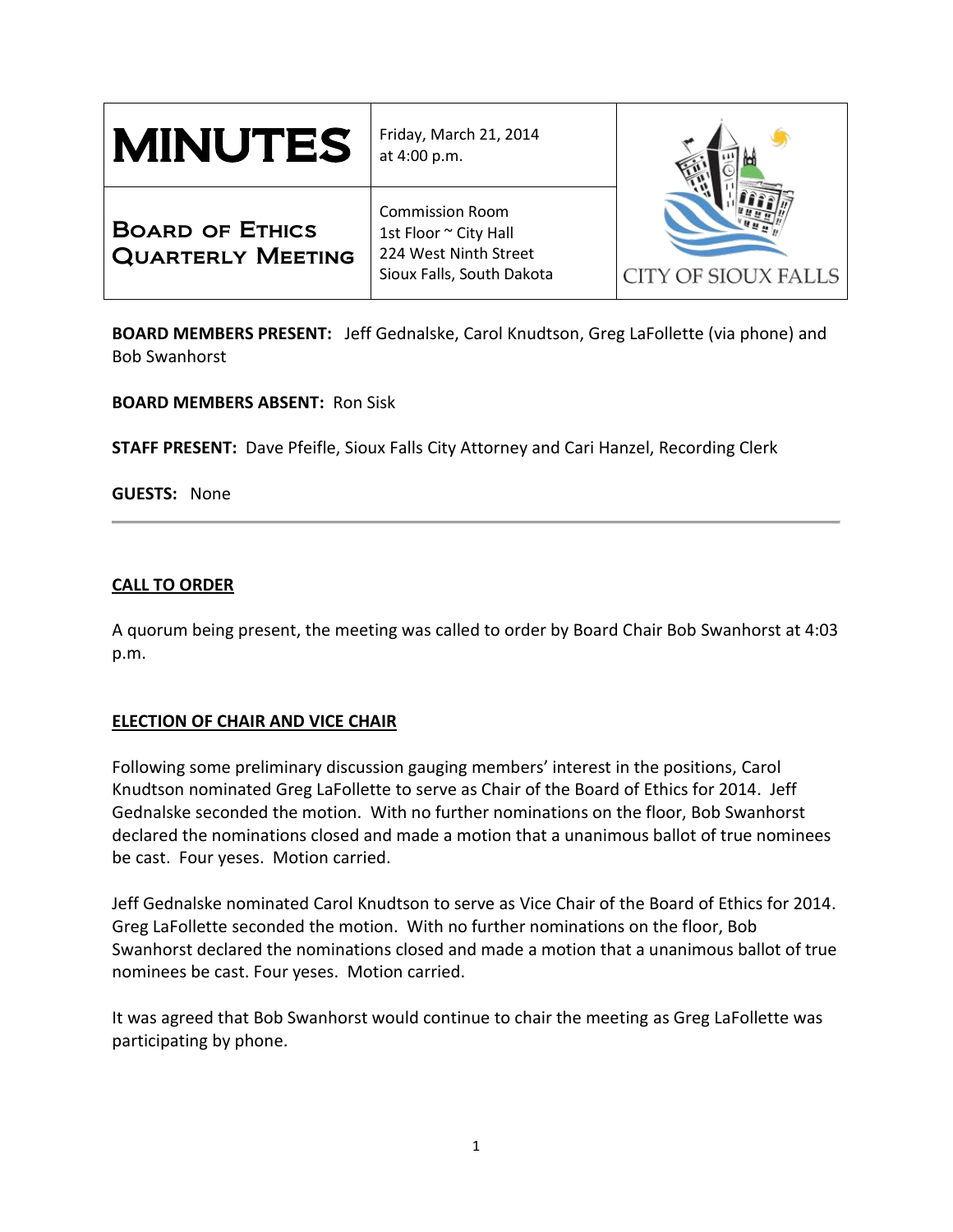| MINUTES | Friday, March 21, 2014 at 4:00 p.m. | CITY OF SIOUX FALLS |
|---|---|---|
| **Board of Ethics Quarterly Meeting** | Commission Room<br>1st Floor ~ City Hall<br>224 West Ninth Street<br>Sioux Falls, South Dakota | |

**BOARD MEMBERS PRESENT:** Jeff Gednalske, Carol Knudtson, Greg LaFollette (via phone) and Bob Swanhorst

**BOARD MEMBERS ABSENT:** Ron Sisk

**STAFF PRESENT:** Dave Pfeifle, Sioux Falls City Attorney and Cari Hanzel, Recording Clerk

**GUESTS:** None

---

## CALL TO ORDER

A quorum being present, the meeting was called to order by Board Chair Bob Swanhorst at 4:03 p.m.

## ELECTION OF CHAIR AND VICE CHAIR

Following some preliminary discussion gauging members' interest in the positions, Carol Knudtson nominated Greg LaFollette to serve as Chair of the Board of Ethics for 2014. Jeff Gednalske seconded the motion. With no further nominations on the floor, Bob Swanhorst declared the nominations closed and made a motion that a unanimous ballot of true nominees be cast. Four yeses. Motion carried.

Jeff Gednalske nominated Carol Knudtson to serve as Vice Chair of the Board of Ethics for 2014. Greg LaFollette seconded the motion. With no further nominations on the floor, Bob Swanhorst declared the nominations closed and made a motion that a unanimous ballot of true nominees be cast. Four yeses. Motion carried.

It was agreed that Bob Swanhorst would continue to chair the meeting as Greg LaFollette was participating by phone.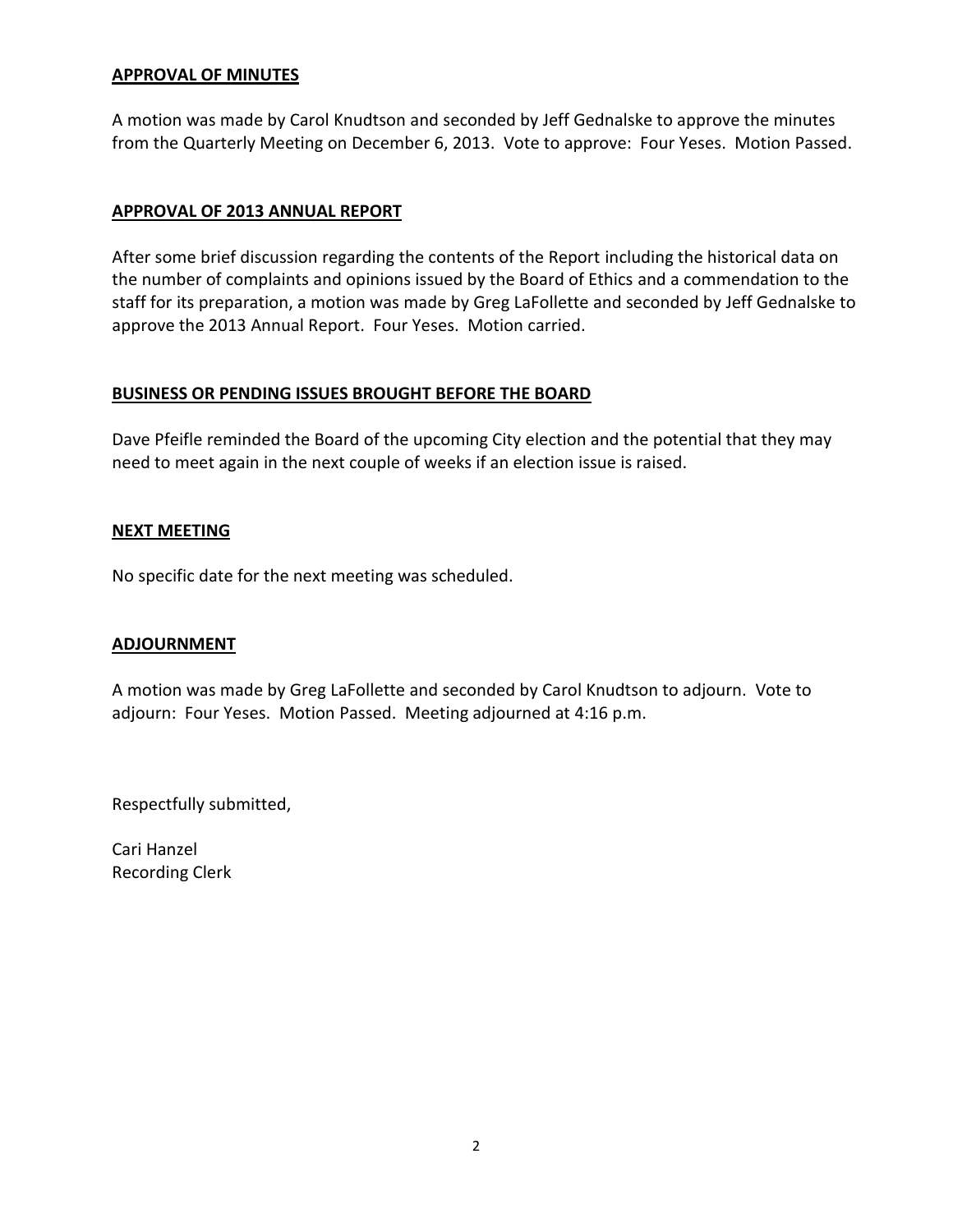**APPROVAL OF MINUTES**

A motion was made by Carol Knudtson and seconded by Jeff Gednalske to approve the minutes from the Quarterly Meeting on December 6, 2013. Vote to approve: Four Yeses. Motion Passed.

**APPROVAL OF 2013 ANNUAL REPORT**

After some brief discussion regarding the contents of the Report including the historical data on the number of complaints and opinions issued by the Board of Ethics and a commendation to the staff for its preparation, a motion was made by Greg LaFollette and seconded by Jeff Gednalske to approve the 2013 Annual Report. Four Yeses. Motion carried.

**BUSINESS OR PENDING ISSUES BROUGHT BEFORE THE BOARD**

Dave Pfeifle reminded the Board of the upcoming City election and the potential that they may need to meet again in the next couple of weeks if an election issue is raised.

**NEXT MEETING**

No specific date for the next meeting was scheduled.

**ADJOURNMENT**

A motion was made by Greg LaFollette and seconded by Carol Knudtson to adjourn. Vote to adjourn: Four Yeses. Motion Passed. Meeting adjourned at 4:16 p.m.

Respectfully submitted,

Cari Hanzel
Recording Clerk